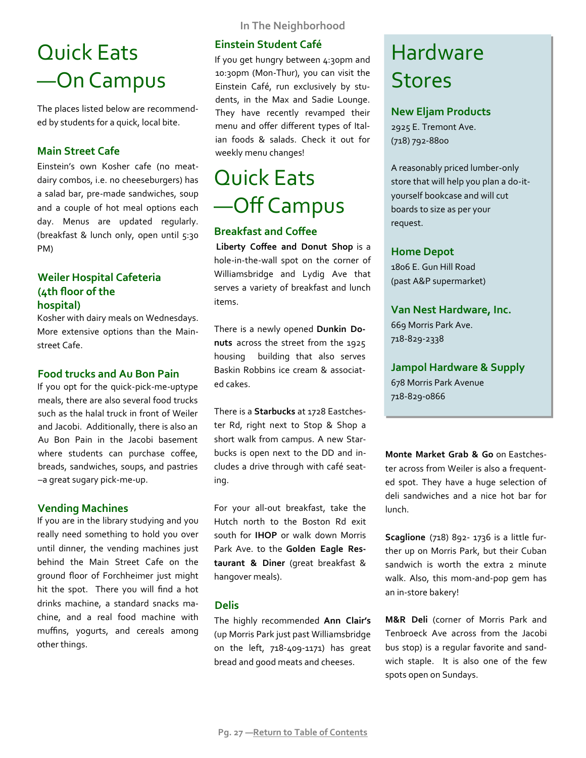# Quick Eats —On Campus

The places listed below are recommended by students for a quick, local bite.

### Main Street Cafe

Einstein's own Kosher cafe (no meat-dairy combos, i.e. no cheeseburgers) has a salad bar, pre-made sandwiches, soup and a couple of hot meal options each day. Menus are updated regularly. (breakfast & lunch only, open until 5:30 PM)

### Weiler Hospital Cafeteria (4th floor of the hospital)

Kosher with dairy meals on Wednesdays. More extensive options than the Main-street Cafe.

### Food trucks and Au Bon Pain

If you opt for the quick-pick-me-uptype meals, there are also several food trucks such as the halal truck in front of Weiler and Jacobi. Additionally, there is also an Au Bon Pain in the Jacobi basement where students can purchase coffee, breads, sandwiches, soups, and pastries –a great sugary pick-me-up.

### Vending Machines

If you are in the library studying and you really need something to hold you over until dinner, the vending machines just behind the Main Street Cafe on the ground floor of Forchheimer just might hit the spot. There you will find a hot drinks machine, a standard snacks machine, and a real food machine with muffins, yogurts, and cereals among other things.

### Einstein Student Café

If you get hungry between 4:30pm and 10:30pm (Mon-Thur), you can visit the Einstein Café, run exclusively by students, in the Max and Sadie Lounge. They have recently revamped their menu and offer different types of Italian foods & salads. Check it out for weekly menu changes!

# Quick Eats —Off Campus

### Breakfast and Coffee

**Liberty Coffee and Donut Shop** is a hole-in-the-wall spot on the corner of Williamsbridge and Lydig Ave that serves a variety of breakfast and lunch items.

There is a newly opened **Dunkin Donuts** across the street from the 1925 housing building that also serves Baskin Robbins ice cream & associated cakes.

There is a **Starbucks** at 1728 Eastchester Rd, right next to Stop & Shop a short walk from campus. A new Starbucks is open next to the DD and includes a drive through with café seating.

For your all-out breakfast, take the Hutch north to the Boston Rd exit south for **IHOP** or walk down Morris Park Ave. to the **Golden Eagle Restaurant & Diner** (great breakfast & hangover meals).

### Delis

The highly recommended **Ann Clair's** (up Morris Park just past Williamsbridge on the left, 718-409-1171) has great bread and good meats and cheeses.

**Monte Market Grab & Go** on Eastchester across from Weiler is also a frequented spot. They have a huge selection of deli sandwiches and a nice hot bar for lunch.

**Scaglione** (718) 892- 1736 is a little further up on Morris Park, but their Cuban sandwich is worth the extra 2 minute walk. Also, this mom-and-pop gem has an in-store bakery!

**M&R Deli** (corner of Morris Park and Tenbroeck Ave across from the Jacobi bus stop) is a regular favorite and sandwich staple. It is also one of the few spots open on Sundays.

# Hardware Stores

### New Eljam Products

2925 E. Tremont Ave.
(718) 792-8800

A reasonably priced lumber-only store that will help you plan a do-it-yourself bookcase and will cut boards to size as per your request.

### Home Depot

1806 E. Gun Hill Road
(past A&P supermarket)

### Van Nest Hardware, Inc.

669 Morris Park Ave.
718-829-2338

### Jampol Hardware & Supply

678 Morris Park Avenue
718-829-0866

Return to Table of Contents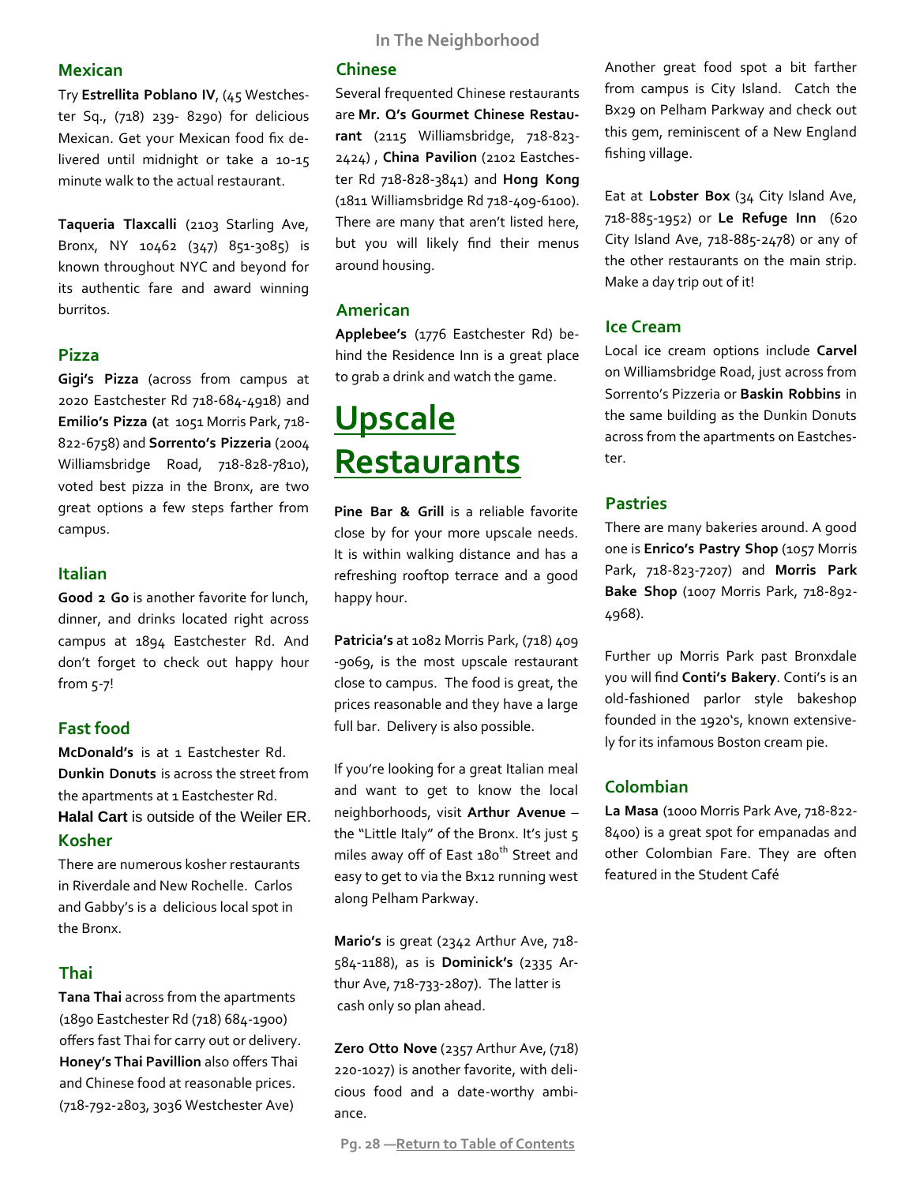## Mexican

Try **Estrellita Poblano IV**, (45 Westchester Sq., (718) 239- 8290) for delicious Mexican. Get your Mexican food fix delivered until midnight or take a 10-15 minute walk to the actual restaurant.

**Taqueria Tlaxcalli** (2103 Starling Ave, Bronx, NY 10462 (347) 851-3085) is known throughout NYC and beyond for its authentic fare and award winning burritos.

## Pizza

**Gigi's Pizza** (across from campus at 2020 Eastchester Rd 718-684-4918) and **Emilio's Pizza (**at 1051 Morris Park, 718-822-6758) and **Sorrento's Pizzeria** (2004 Williamsbridge Road, 718-828-7810), voted best pizza in the Bronx, are two great options a few steps farther from campus.

## Italian

**Good 2 Go** is another favorite for lunch, dinner, and drinks located right across campus at 1894 Eastchester Rd. And don't forget to check out happy hour from 5-7!

## Fast food

**McDonald's** is at 1 Eastchester Rd. **Dunkin Donuts** is across the street from the apartments at 1 Eastchester Rd. **Halal Cart** is outside of the Weiler ER.

## Kosher

There are numerous kosher restaurants in Riverdale and New Rochelle. Carlos and Gabby's is a delicious local spot in the Bronx.

## Thai

**Tana Thai** across from the apartments (1890 Eastchester Rd (718) 684-1900) offers fast Thai for carry out or delivery. **Honey's Thai Pavillion** also offers Thai and Chinese food at reasonable prices. (718-792-2803, 3036 Westchester Ave)

## Chinese

Several frequented Chinese restaurants are **Mr. Q's Gourmet Chinese Restaurant** (2115 Williamsbridge, 718-823-2424) , **China Pavilion** (2102 Eastchester Rd 718-828-3841) and **Hong Kong** (1811 Williamsbridge Rd 718-409-6100). There are many that aren't listed here, but you will likely find their menus around housing.

## American

**Applebee's** (1776 Eastchester Rd) behind the Residence Inn is a great place to grab a drink and watch the game.

# Upscale Restaurants

**Pine Bar & Grill** is a reliable favorite close by for your more upscale needs. It is within walking distance and has a refreshing rooftop terrace and a good happy hour.

**Patricia's** at 1082 Morris Park, (718) 409 -9069, is the most upscale restaurant close to campus. The food is great, the prices reasonable and they have a large full bar. Delivery is also possible.

If you're looking for a great Italian meal and want to get to know the local neighborhoods, visit **Arthur Avenue** – the "Little Italy" of the Bronx. It's just 5 miles away off of East 180th Street and easy to get to via the Bx12 running west along Pelham Parkway.

**Mario's** is great (2342 Arthur Ave, 718-584-1188), as is **Dominick's** (2335 Arthur Ave, 718-733-2807). The latter is cash only so plan ahead.

**Zero Otto Nove** (2357 Arthur Ave, (718) 220-1027) is another favorite, with delicious food and a date-worthy ambiance.

Another great food spot a bit farther from campus is City Island. Catch the Bx29 on Pelham Parkway and check out this gem, reminiscent of a New England fishing village.

Eat at **Lobster Box** (34 City Island Ave, 718-885-1952) or **Le Refuge Inn** (620 City Island Ave, 718-885-2478) or any of the other restaurants on the main strip. Make a day trip out of it!

## Ice Cream

Local ice cream options include **Carvel** on Williamsbridge Road, just across from Sorrento's Pizzeria or **Baskin Robbins** in the same building as the Dunkin Donuts across from the apartments on Eastchester.

## Pastries

There are many bakeries around. A good one is **Enrico's Pastry Shop** (1057 Morris Park, 718-823-7207) and **Morris Park Bake Shop** (1007 Morris Park, 718-892-4968).

Further up Morris Park past Bronxdale you will find **Conti's Bakery**. Conti's is an old-fashioned parlor style bakeshop founded in the 1920's, known extensively for its infamous Boston cream pie.

## Colombian

**La Masa** (1000 Morris Park Ave, 718-822-8400) is a great spot for empanadas and other Colombian Fare. They are often featured in the Student Café